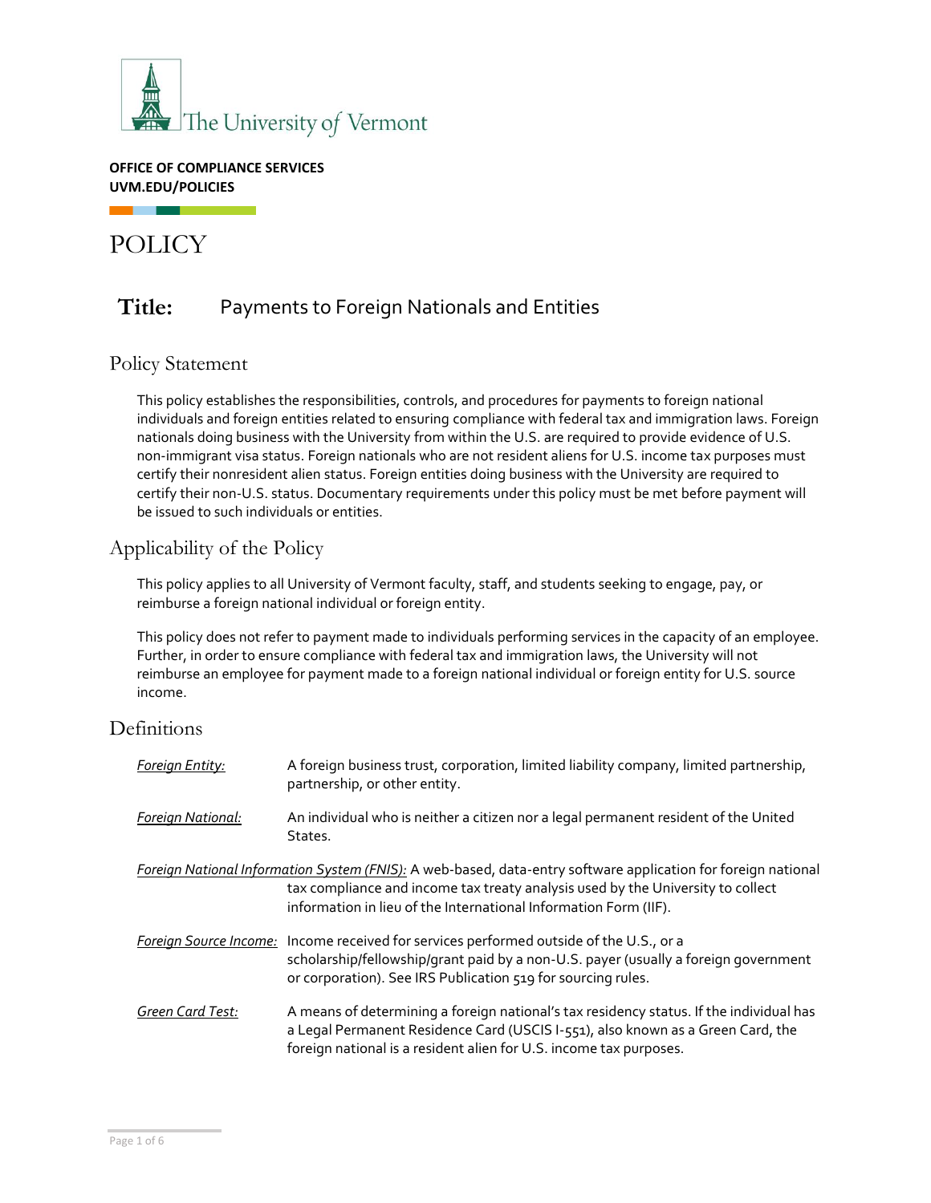The University of Vermont

**OFFICE OF COMPLIANCE SERVICES**
**UVM.EDU/POLICIES**

# POLICY

## Title: Payments to Foreign Nationals and Entities

## Policy Statement

This policy establishes the responsibilities, controls, and procedures for payments to foreign national individuals and foreign entities related to ensuring compliance with federal tax and immigration laws. Foreign nationals doing business with the University from within the U.S. are required to provide evidence of U.S. non-immigrant visa status. Foreign nationals who are not resident aliens for U.S. income tax purposes must certify their nonresident alien status. Foreign entities doing business with the University are required to certify their non-U.S. status. Documentary requirements under this policy must be met before payment will be issued to such individuals or entities.

## Applicability of the Policy

This policy applies to all University of Vermont faculty, staff, and students seeking to engage, pay, or reimburse a foreign national individual or foreign entity.

This policy does not refer to payment made to individuals performing services in the capacity of an employee. Further, in order to ensure compliance with federal tax and immigration laws, the University will not reimburse an employee for payment made to a foreign national individual or foreign entity for U.S. source income.

## Definitions

*Foreign Entity:* A foreign business trust, corporation, limited liability company, limited partnership, partnership, or other entity.

*Foreign National:* An individual who is neither a citizen nor a legal permanent resident of the United States.

*Foreign National Information System (FNIS):* A web-based, data-entry software application for foreign national tax compliance and income tax treaty analysis used by the University to collect information in lieu of the International Information Form (IIF).

*Foreign Source Income:* Income received for services performed outside of the U.S., or a scholarship/fellowship/grant paid by a non-U.S. payer (usually a foreign government or corporation). See IRS Publication 519 for sourcing rules.

*Green Card Test:* A means of determining a foreign national's tax residency status. If the individual has a Legal Permanent Residence Card (USCIS I-551), also known as a Green Card, the foreign national is a resident alien for U.S. income tax purposes.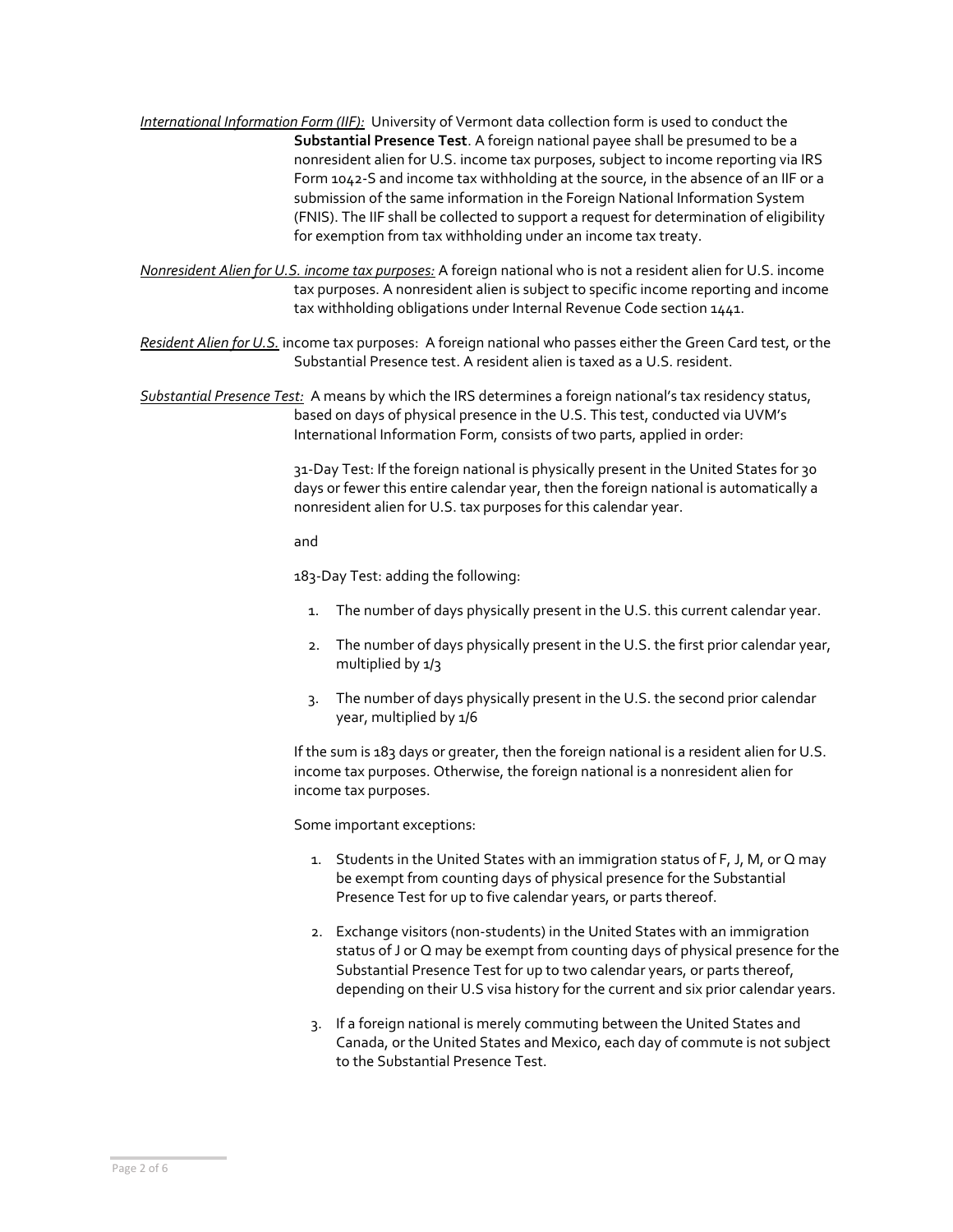*International Information Form (IIF):* University of Vermont data collection form is used to conduct the **Substantial Presence Test**. A foreign national payee shall be presumed to be a nonresident alien for U.S. income tax purposes, subject to income reporting via IRS Form 1042-S and income tax withholding at the source, in the absence of an IIF or a submission of the same information in the Foreign National Information System (FNIS). The IIF shall be collected to support a request for determination of eligibility for exemption from tax withholding under an income tax treaty.

*Nonresident Alien for U.S. income tax purposes:* A foreign national who is not a resident alien for U.S. income tax purposes. A nonresident alien is subject to specific income reporting and income tax withholding obligations under Internal Revenue Code section 1441.

*Resident Alien for U.S.* income tax purposes: A foreign national who passes either the Green Card test, or the Substantial Presence test. A resident alien is taxed as a U.S. resident.

*Substantial Presence Test:* A means by which the IRS determines a foreign national's tax residency status, based on days of physical presence in the U.S. This test, conducted via UVM's International Information Form, consists of two parts, applied in order:

31-Day Test: If the foreign national is physically present in the United States for 30 days or fewer this entire calendar year, then the foreign national is automatically a nonresident alien for U.S. tax purposes for this calendar year.

and

183-Day Test: adding the following:

1. The number of days physically present in the U.S. this current calendar year.
2. The number of days physically present in the U.S. the first prior calendar year, multiplied by 1/3
3. The number of days physically present in the U.S. the second prior calendar year, multiplied by 1/6

If the sum is 183 days or greater, then the foreign national is a resident alien for U.S. income tax purposes. Otherwise, the foreign national is a nonresident alien for income tax purposes.

Some important exceptions:

1. Students in the United States with an immigration status of F, J, M, or Q may be exempt from counting days of physical presence for the Substantial Presence Test for up to five calendar years, or parts thereof.
2. Exchange visitors (non-students) in the United States with an immigration status of J or Q may be exempt from counting days of physical presence for the Substantial Presence Test for up to two calendar years, or parts thereof, depending on their U.S visa history for the current and six prior calendar years.
3. If a foreign national is merely commuting between the United States and Canada, or the United States and Mexico, each day of commute is not subject to the Substantial Presence Test.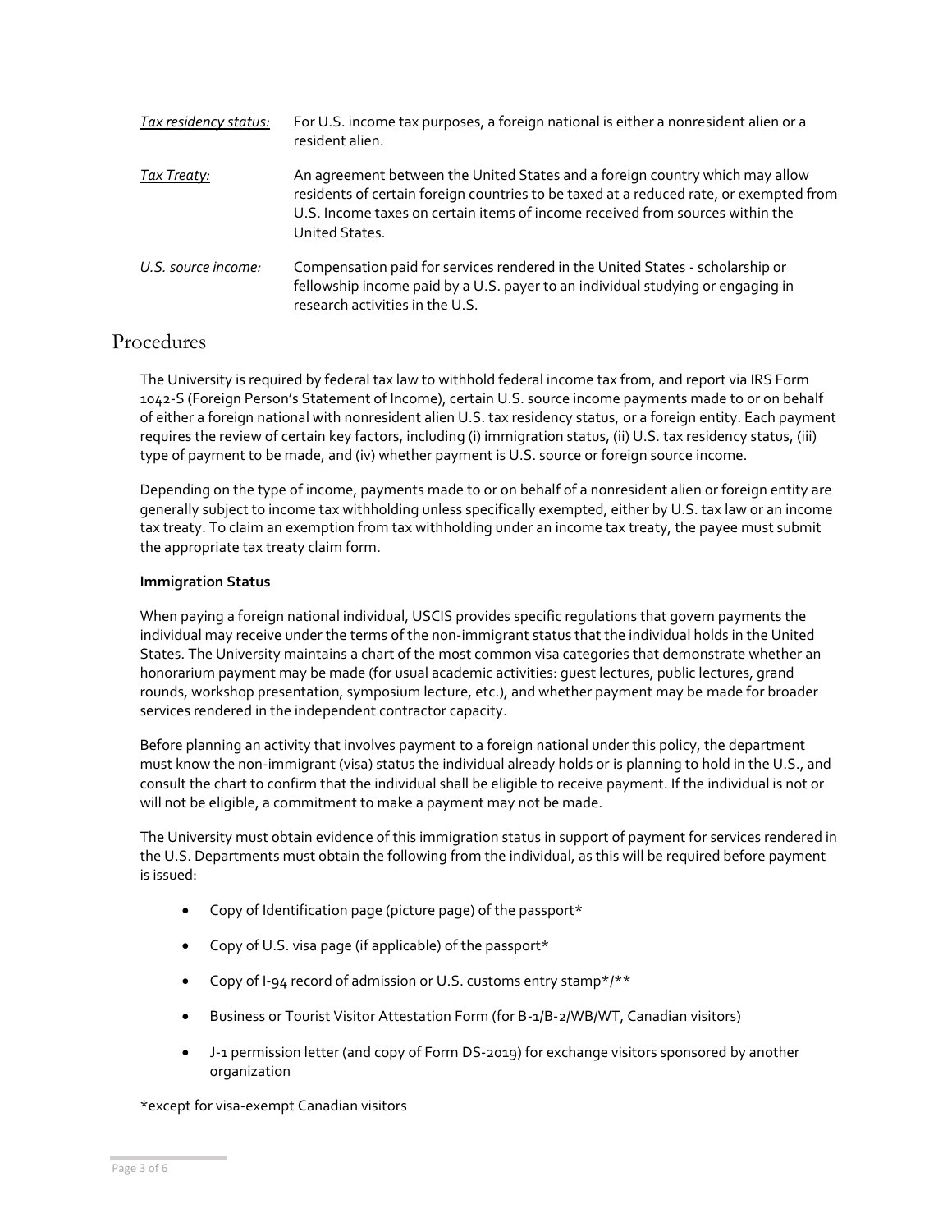| | |
|---|---|
| *Tax residency status:* | For U.S. income tax purposes, a foreign national is either a nonresident alien or a resident alien. |
| *Tax Treaty:* | An agreement between the United States and a foreign country which may allow residents of certain foreign countries to be taxed at a reduced rate, or exempted from U.S. Income taxes on certain items of income received from sources within the United States. |
| *U.S. source income:* | Compensation paid for services rendered in the United States - scholarship or fellowship income paid by a U.S. payer to an individual studying or engaging in research activities in the U.S. |

## Procedures

The University is required by federal tax law to withhold federal income tax from, and report via IRS Form 1042-S (Foreign Person's Statement of Income), certain U.S. source income payments made to or on behalf of either a foreign national with nonresident alien U.S. tax residency status, or a foreign entity. Each payment requires the review of certain key factors, including (i) immigration status, (ii) U.S. tax residency status, (iii) type of payment to be made, and (iv) whether payment is U.S. source or foreign source income.

Depending on the type of income, payments made to or on behalf of a nonresident alien or foreign entity are generally subject to income tax withholding unless specifically exempted, either by U.S. tax law or an income tax treaty. To claim an exemption from tax withholding under an income tax treaty, the payee must submit the appropriate tax treaty claim form.

**Immigration Status**

When paying a foreign national individual, USCIS provides specific regulations that govern payments the individual may receive under the terms of the non-immigrant status that the individual holds in the United States. The University maintains a chart of the most common visa categories that demonstrate whether an honorarium payment may be made (for usual academic activities: guest lectures, public lectures, grand rounds, workshop presentation, symposium lecture, etc.), and whether payment may be made for broader services rendered in the independent contractor capacity.

Before planning an activity that involves payment to a foreign national under this policy, the department must know the non-immigrant (visa) status the individual already holds or is planning to hold in the U.S., and consult the chart to confirm that the individual shall be eligible to receive payment. If the individual is not or will not be eligible, a commitment to make a payment may not be made.

The University must obtain evidence of this immigration status in support of payment for services rendered in the U.S. Departments must obtain the following from the individual, as this will be required before payment is issued:

- Copy of Identification page (picture page) of the passport*
- Copy of U.S. visa page (if applicable) of the passport*
- Copy of I-94 record of admission or U.S. customs entry stamp*/**
- Business or Tourist Visitor Attestation Form (for B-1/B-2/WB/WT, Canadian visitors)
- J-1 permission letter (and copy of Form DS-2019) for exchange visitors sponsored by another organization

*except for visa-exempt Canadian visitors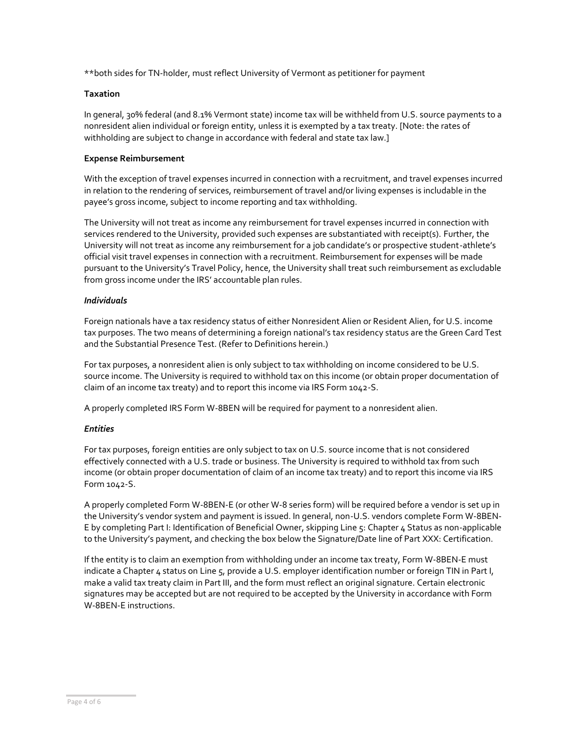**both sides for TN-holder, must reflect University of Vermont as petitioner for payment

**Taxation**

In general, 30% federal (and 8.1% Vermont state) income tax will be withheld from U.S. source payments to a nonresident alien individual or foreign entity, unless it is exempted by a tax treaty. [Note: the rates of withholding are subject to change in accordance with federal and state tax law.]

**Expense Reimbursement**

With the exception of travel expenses incurred in connection with a recruitment, and travel expenses incurred in relation to the rendering of services, reimbursement of travel and/or living expenses is includable in the payee's gross income, subject to income reporting and tax withholding.

The University will not treat as income any reimbursement for travel expenses incurred in connection with services rendered to the University, provided such expenses are substantiated with receipt(s). Further, the University will not treat as income any reimbursement for a job candidate's or prospective student-athlete's official visit travel expenses in connection with a recruitment. Reimbursement for expenses will be made pursuant to the University's Travel Policy, hence, the University shall treat such reimbursement as excludable from gross income under the IRS' accountable plan rules.

***Individuals***

Foreign nationals have a tax residency status of either Nonresident Alien or Resident Alien, for U.S. income tax purposes. The two means of determining a foreign national's tax residency status are the Green Card Test and the Substantial Presence Test. (Refer to Definitions herein.)

For tax purposes, a nonresident alien is only subject to tax withholding on income considered to be U.S. source income. The University is required to withhold tax on this income (or obtain proper documentation of claim of an income tax treaty) and to report this income via IRS Form 1042-S.

A properly completed IRS Form W-8BEN will be required for payment to a nonresident alien.

***Entities***

For tax purposes, foreign entities are only subject to tax on U.S. source income that is not considered effectively connected with a U.S. trade or business. The University is required to withhold tax from such income (or obtain proper documentation of claim of an income tax treaty) and to report this income via IRS Form 1042-S.

A properly completed Form W-8BEN-E (or other W-8 series form) will be required before a vendor is set up in the University's vendor system and payment is issued. In general, non-U.S. vendors complete Form W-8BEN-E by completing Part I: Identification of Beneficial Owner, skipping Line 5: Chapter 4 Status as non-applicable to the University's payment, and checking the box below the Signature/Date line of Part XXX: Certification.

If the entity is to claim an exemption from withholding under an income tax treaty, Form W-8BEN-E must indicate a Chapter 4 status on Line 5, provide a U.S. employer identification number or foreign TIN in Part I, make a valid tax treaty claim in Part III, and the form must reflect an original signature. Certain electronic signatures may be accepted but are not required to be accepted by the University in accordance with Form W-8BEN-E instructions.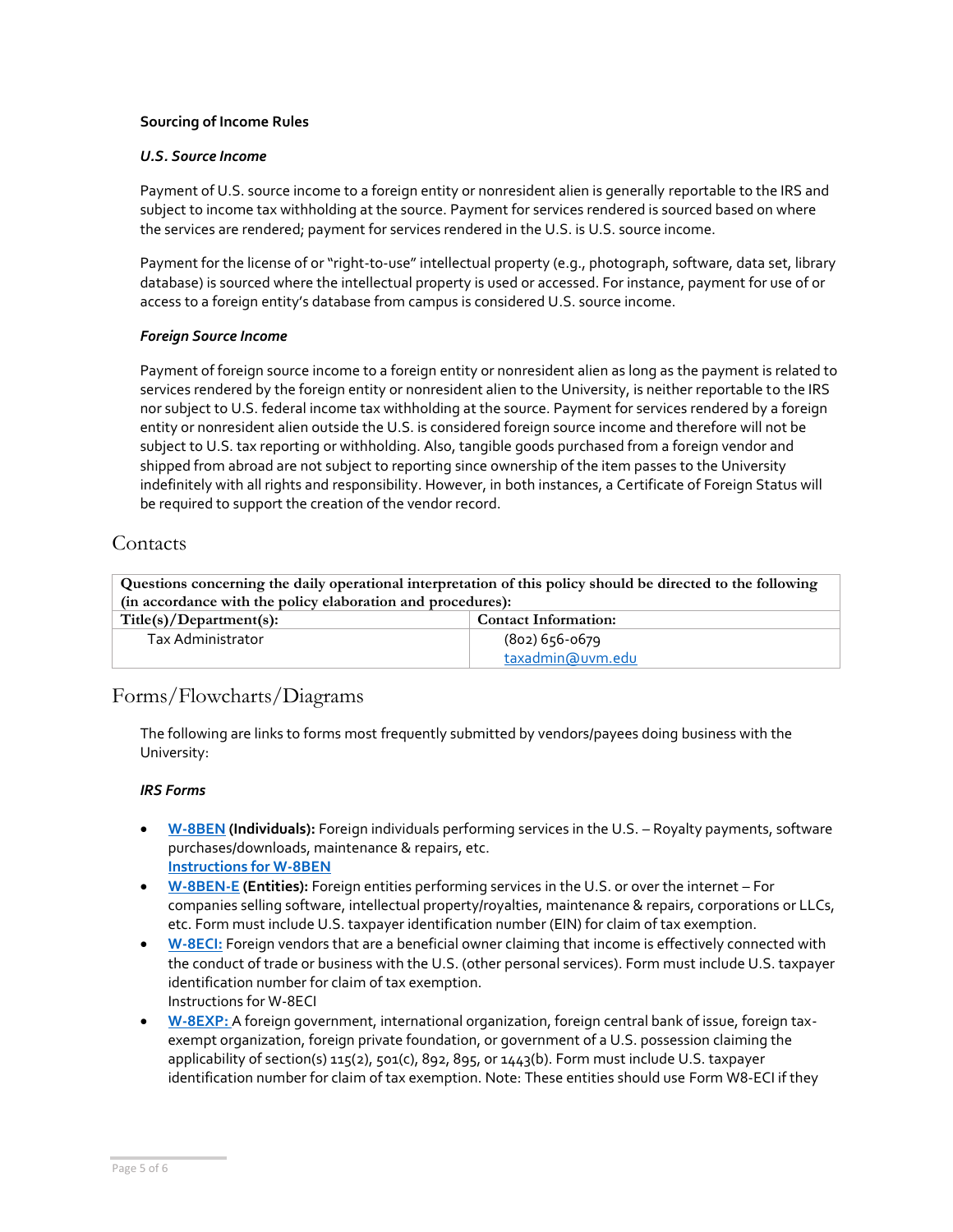**Sourcing of Income Rules**

***U.S. Source Income***

Payment of U.S. source income to a foreign entity or nonresident alien is generally reportable to the IRS and subject to income tax withholding at the source. Payment for services rendered is sourced based on where the services are rendered; payment for services rendered in the U.S. is U.S. source income.

Payment for the license of or "right-to-use" intellectual property (e.g., photograph, software, data set, library database) is sourced where the intellectual property is used or accessed. For instance, payment for use of or access to a foreign entity's database from campus is considered U.S. source income.

***Foreign Source Income***

Payment of foreign source income to a foreign entity or nonresident alien as long as the payment is related to services rendered by the foreign entity or nonresident alien to the University, is neither reportable to the IRS nor subject to U.S. federal income tax withholding at the source. Payment for services rendered by a foreign entity or nonresident alien outside the U.S. is considered foreign source income and therefore will not be subject to U.S. tax reporting or withholding. Also, tangible goods purchased from a foreign vendor and shipped from abroad are not subject to reporting since ownership of the item passes to the University indefinitely with all rights and responsibility. However, in both instances, a Certificate of Foreign Status will be required to support the creation of the vendor record.

## Contacts

| Questions concerning the daily operational interpretation of this policy should be directed to the following (in accordance with the policy elaboration and procedures): | |
|---|---|
| **Title(s)/Department(s):** | **Contact Information:** |
| Tax Administrator | (802) 656-0679<br>taxadmin@uvm.edu |

## Forms/Flowcharts/Diagrams

The following are links to forms most frequently submitted by vendors/payees doing business with the University:

***IRS Forms***

- **W-8BEN (Individuals):** Foreign individuals performing services in the U.S. – Royalty payments, software purchases/downloads, maintenance & repairs, etc.
  **Instructions for W-8BEN**
- **W-8BEN-E (Entities):** Foreign entities performing services in the U.S. or over the internet – For companies selling software, intellectual property/royalties, maintenance & repairs, corporations or LLCs, etc. Form must include U.S. taxpayer identification number (EIN) for claim of tax exemption.
- **W-8ECI:** Foreign vendors that are a beneficial owner claiming that income is effectively connected with the conduct of trade or business with the U.S. (other personal services). Form must include U.S. taxpayer identification number for claim of tax exemption.
  Instructions for W-8ECI
- **W-8EXP:** A foreign government, international organization, foreign central bank of issue, foreign tax-exempt organization, foreign private foundation, or government of a U.S. possession claiming the applicability of section(s) 115(2), 501(c), 892, 895, or 1443(b). Form must include U.S. taxpayer identification number for claim of tax exemption. Note: These entities should use Form W8-ECI if they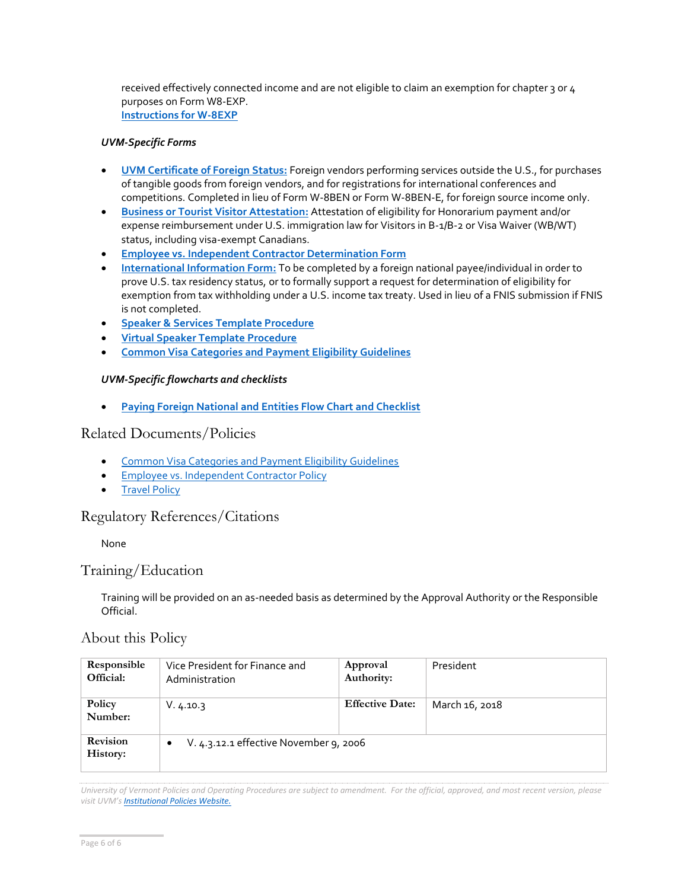received effectively connected income and are not eligible to claim an exemption for chapter 3 or 4 purposes on Form W8-EXP.
**Instructions for W-8EXP**

*UVM-Specific Forms*

- **UVM Certificate of Foreign Status:** Foreign vendors performing services outside the U.S., for purchases of tangible goods from foreign vendors, and for registrations for international conferences and competitions. Completed in lieu of Form W-8BEN or Form W-8BEN-E, for foreign source income only.
- **Business or Tourist Visitor Attestation:** Attestation of eligibility for Honorarium payment and/or expense reimbursement under U.S. immigration law for Visitors in B-1/B-2 or Visa Waiver (WB/WT) status, including visa-exempt Canadians.
- **Employee vs. Independent Contractor Determination Form**
- **International Information Form:** To be completed by a foreign national payee/individual in order to prove U.S. tax residency status, or to formally support a request for determination of eligibility for exemption from tax withholding under a U.S. income tax treaty. Used in lieu of a FNIS submission if FNIS is not completed.
- **Speaker & Services Template Procedure**
- **Virtual Speaker Template Procedure**
- **Common Visa Categories and Payment Eligibility Guidelines**

*UVM-Specific flowcharts and checklists*

- **Paying Foreign National and Entities Flow Chart and Checklist**

## Related Documents/Policies

- Common Visa Categories and Payment Eligibility Guidelines
- Employee vs. Independent Contractor Policy
- Travel Policy

## Regulatory References/Citations

None

## Training/Education

Training will be provided on an as-needed basis as determined by the Approval Authority or the Responsible Official.

## About this Policy

| | | | |
|---|---|---|---|
| **Responsible Official:** | Vice President for Finance and Administration | **Approval Authority:** | President |
| **Policy Number:** | V. 4.10.3 | **Effective Date:** | March 16, 2018 |
| **Revision History:** | • V. 4.3.12.1 effective November 9, 2006 | | |

*University of Vermont Policies and Operating Procedures are subject to amendment. For the official, approved, and most recent version, please visit UVM's Institutional Policies Website.*